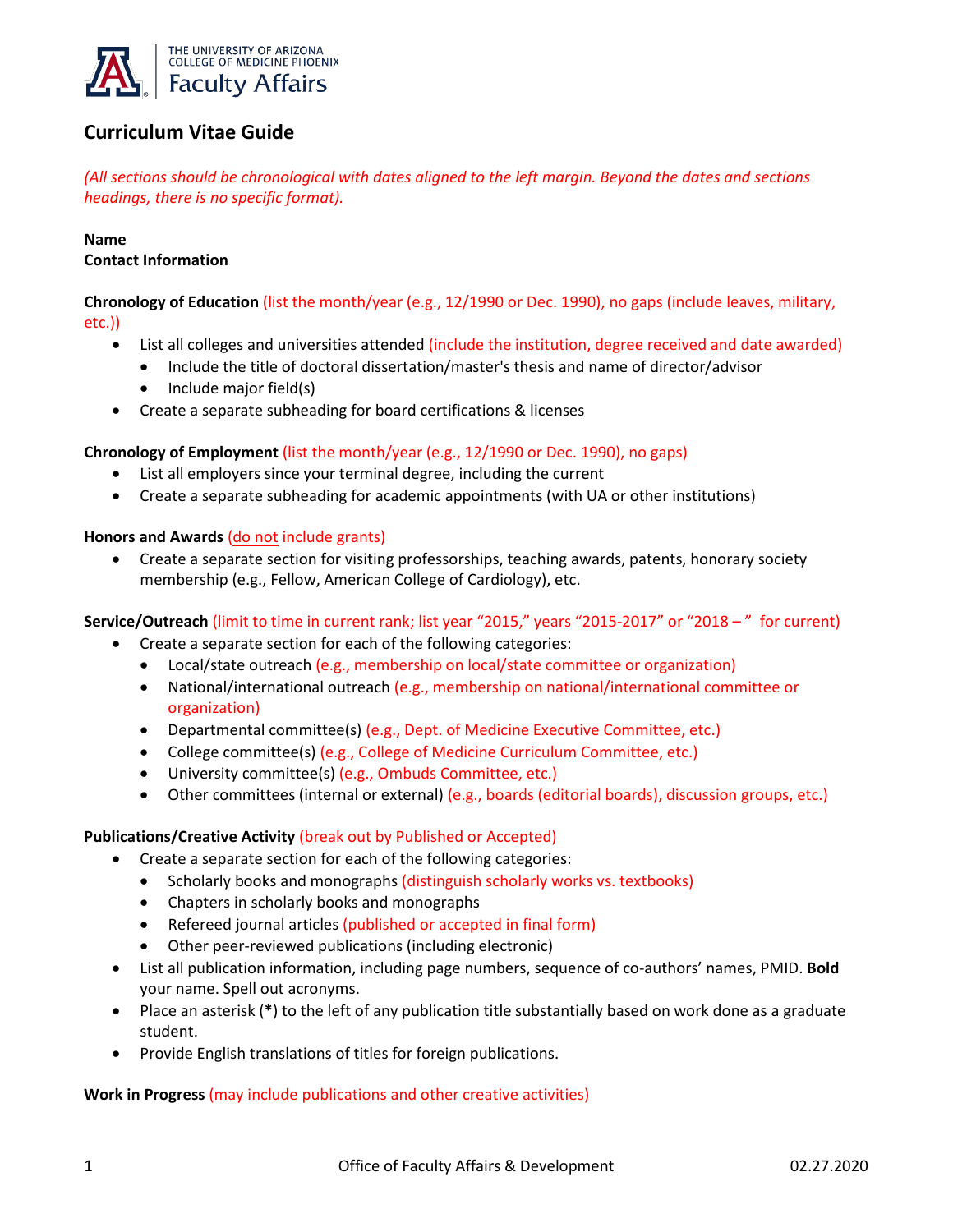THE UNIVERSITY OF ARIZONA
COLLEGE OF MEDICINE PHOENIX
Faculty Affairs

# Curriculum Vitae Guide

*(All sections should be chronological with dates aligned to the left margin. Beyond the dates and sections headings, there is no specific format).*

**Name**
**Contact Information**

**Chronology of Education** (list the month/year (e.g., 12/1990 or Dec. 1990), no gaps (include leaves, military, etc.))

- List all colleges and universities attended (include the institution, degree received and date awarded)
  - Include the title of doctoral dissertation/master's thesis and name of director/advisor
  - Include major field(s)
- Create a separate subheading for board certifications & licenses

**Chronology of Employment** (list the month/year (e.g., 12/1990 or Dec. 1990), no gaps)

- List all employers since your terminal degree, including the current
- Create a separate subheading for academic appointments (with UA or other institutions)

**Honors and Awards** (do not include grants)

- Create a separate section for visiting professorships, teaching awards, patents, honorary society membership (e.g., Fellow, American College of Cardiology), etc.

**Service/Outreach** (limit to time in current rank; list year "2015," years "2015-2017" or "2018 – " for current)

- Create a separate section for each of the following categories:
  - Local/state outreach (e.g., membership on local/state committee or organization)
  - National/international outreach (e.g., membership on national/international committee or organization)
  - Departmental committee(s) (e.g., Dept. of Medicine Executive Committee, etc.)
  - College committee(s) (e.g., College of Medicine Curriculum Committee, etc.)
  - University committee(s) (e.g., Ombuds Committee, etc.)
  - Other committees (internal or external) (e.g., boards (editorial boards), discussion groups, etc.)

**Publications/Creative Activity** (break out by Published or Accepted)

- Create a separate section for each of the following categories:
  - Scholarly books and monographs (distinguish scholarly works vs. textbooks)
  - Chapters in scholarly books and monographs
  - Refereed journal articles (published or accepted in final form)
  - Other peer-reviewed publications (including electronic)
- List all publication information, including page numbers, sequence of co-authors' names, PMID. **Bold** your name. Spell out acronyms.
- Place an asterisk (**\***) to the left of any publication title substantially based on work done as a graduate student.
- Provide English translations of titles for foreign publications.

**Work in Progress** (may include publications and other creative activities)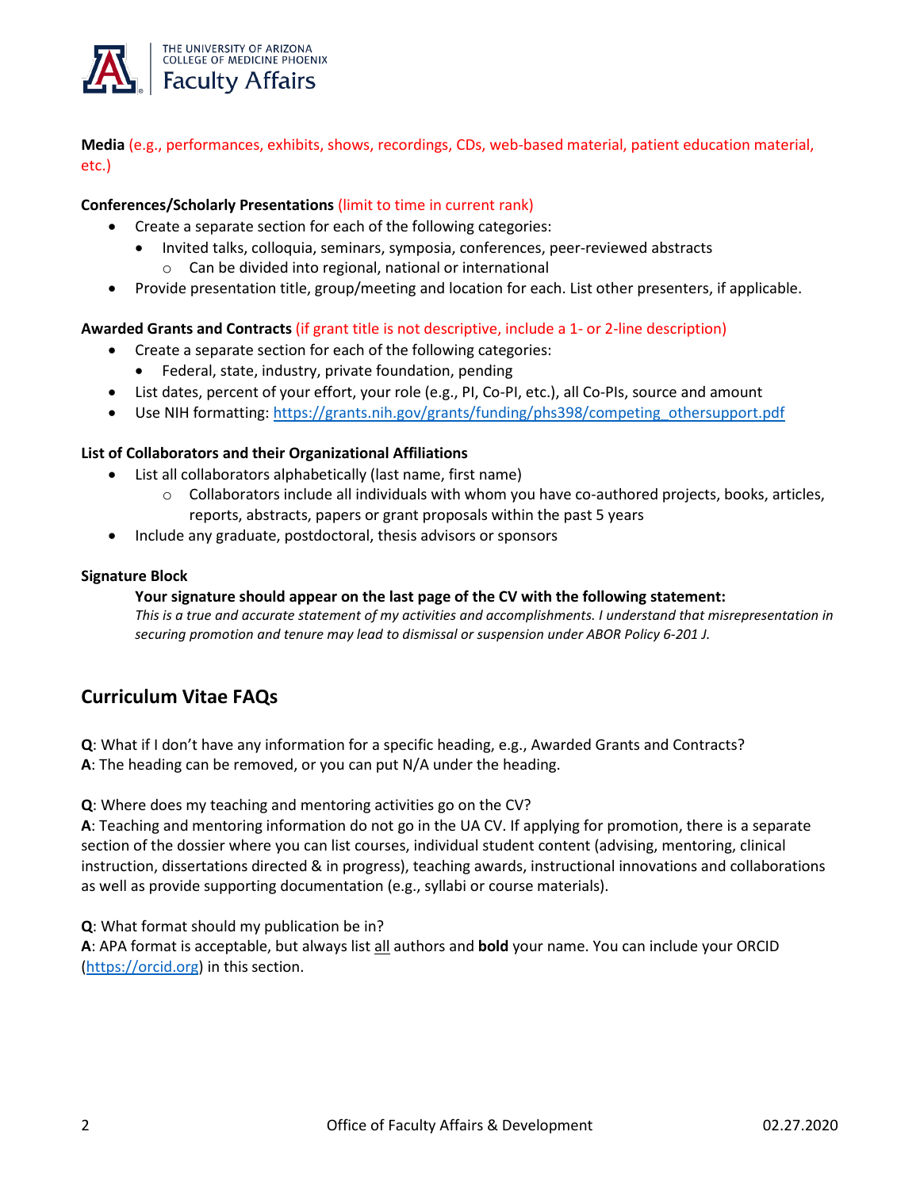**Media** (e.g., performances, exhibits, shows, recordings, CDs, web-based material, patient education material, etc.)

**Conferences/Scholarly Presentations** (limit to time in current rank)

- Create a separate section for each of the following categories:
  - Invited talks, colloquia, seminars, symposia, conferences, peer-reviewed abstracts
    - Can be divided into regional, national or international
- Provide presentation title, group/meeting and location for each. List other presenters, if applicable.

**Awarded Grants and Contracts** (if grant title is not descriptive, include a 1- or 2-line description)

- Create a separate section for each of the following categories:
  - Federal, state, industry, private foundation, pending
- List dates, percent of your effort, your role (e.g., PI, Co-PI, etc.), all Co-PIs, source and amount
- Use NIH formatting: https://grants.nih.gov/grants/funding/phs398/competing_othersupport.pdf

**List of Collaborators and their Organizational Affiliations**

- List all collaborators alphabetically (last name, first name)
  - Collaborators include all individuals with whom you have co-authored projects, books, articles, reports, abstracts, papers or grant proposals within the past 5 years
- Include any graduate, postdoctoral, thesis advisors or sponsors

**Signature Block**

**Your signature should appear on the last page of the CV with the following statement:**

*This is a true and accurate statement of my activities and accomplishments. I understand that misrepresentation in securing promotion and tenure may lead to dismissal or suspension under ABOR Policy 6-201 J.*

## Curriculum Vitae FAQs

**Q**: What if I don't have any information for a specific heading, e.g., Awarded Grants and Contracts?
**A**: The heading can be removed, or you can put N/A under the heading.

**Q**: Where does my teaching and mentoring activities go on the CV?
**A**: Teaching and mentoring information do not go in the UA CV. If applying for promotion, there is a separate section of the dossier where you can list courses, individual student content (advising, mentoring, clinical instruction, dissertations directed & in progress), teaching awards, instructional innovations and collaborations as well as provide supporting documentation (e.g., syllabi or course materials).

**Q**: What format should my publication be in?
**A**: APA format is acceptable, but always list all authors and **bold** your name. You can include your ORCID (https://orcid.org) in this section.